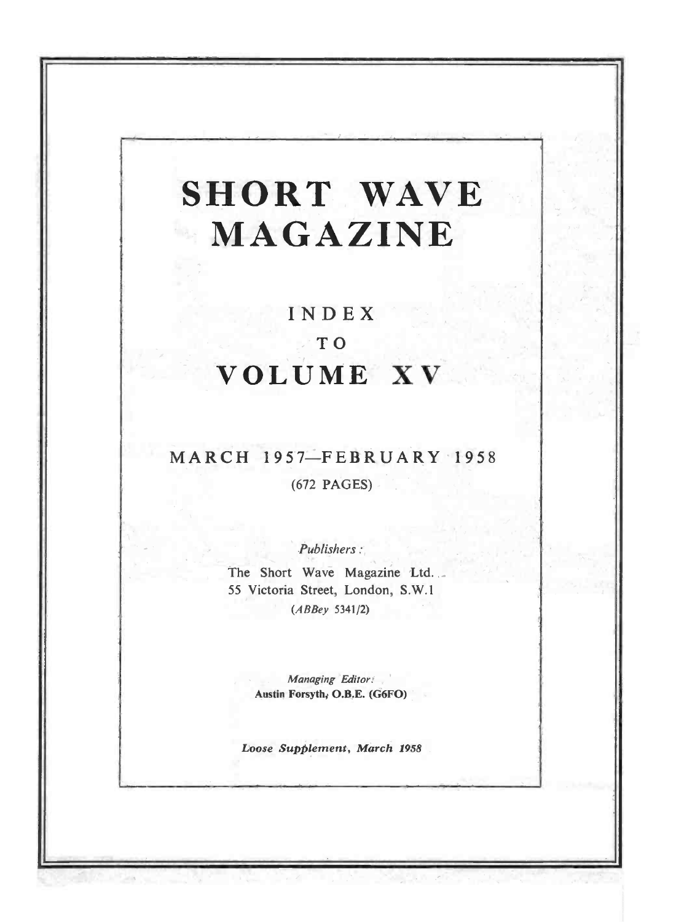# SHORT WAVE MAGAZINE

## INDEX TO VOLUME XV

MARCH 1957—FEBRUARY 1958

(672 PAGES)

*Publishers:*

The Short Wave Magazine Ltd.
55 Victoria Street, London, S.W.1
(*ABBey* 5341/2)

*Managing Editor:*
**Austin Forsyth, O.B.E. (G6FO)**

***Loose Supplement, March 1958***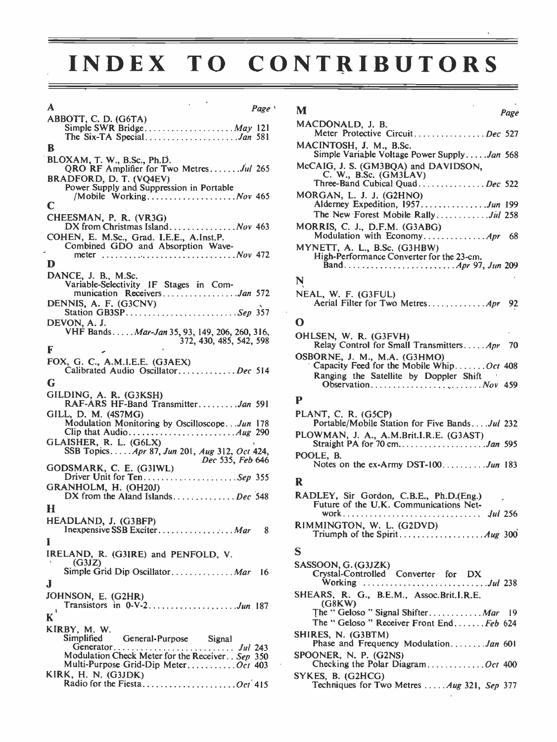# INDEX TO CONTRIBUTORS

## A

Page

ABBOTT, C. D. (G6TA)
- Simple SWR Bridge . . . . . *May* 121
- The Six-TA Special . . . . . *Jan* 581

## B

BLOXAM, T. W., B.Sc., Ph.D.
- QRO RF Amplifier for Two Metres . . . . . *Jul* 265

BRADFORD, D. T. (VQ4EV)
- Power Supply and Suppression in Portable /Mobile Working . . . . . *Nov* 465

## C

CHEESMAN, P. R. (VR3G)
- DX from Christmas Island . . . . . *Nov* 463

COHEN, E. M.Sc., Grad. I.E.E., A.Inst.P.
- Combined GDO and Absorption Wavemeter . . . . . *Nov* 472

## D

DANCE, J. B., M.Sc.
- Variable-Selectivity IF Stages in Communication Receivers . . . . . *Jan* 572

DENNIS, A. F. (G3CNV)
- Station GB3SP . . . . . *Sep* 357

DEVON, A. J.
- VHF Bands . . . . . *Mar-Jan* 35, 93, 149, 206, 260, 316, 372, 430, 485, 542, 598

## F

FOX, G. C., A.M.I.E.E. (G3AEX)
- Calibrated Audio Oscillator . . . . . *Dec* 514

## G

GILDING, A. R. (G3KSH)
- RAF-ARS HF-Band Transmitter . . . . . *Jan* 591

GILL, D. M. (4S7MG)
- Modulation Monitoring by Oscilloscope . . . *Jun* 178
- Clip that Audio . . . . . *Aug* 290

GLAISHER, R. L. (G6LX)
- SSB Topics . . . . . *Apr* 87, *Jun* 201, *Aug* 312, *Oct* 424, *Dec* 535, *Feb* 646

GODSMARK, C. E. (G3IWL)
- Driver Unit for Ten . . . . . *Sep* 355

GRANHOLM, H. (OH2OJ)
- DX from the Aland Islands . . . . . *Dec* 548

## H

HEADLAND, J. (G3BFP)
- Inexpensive SSB Exciter . . . . . *Mar* 8

## I

IRELAND, R. (G3IRE) and PENFOLD, V. (G3JZ)
- Simple Grid Dip Oscillator . . . . . *Mar* 16

## J

JOHNSON, E. (G2HR)
- Transistors in 0-V-2 . . . . . *Jun* 187

## K

KIRBY, M. W.
- Simplified General-Purpose Signal Generator . . . . . *Jul* 243
- Modulation Check Meter for the Receiver . . *Sep* 350
- Multi-Purpose Grid-Dip Meter . . . . . *Oct* 403

KIRK, H. N. (G3JDK)
- Radio for the Fiesta . . . . . *Oct* 415

## M

MACDONALD, J. B.
- Meter Protective Circuit . . . . . *Dec* 527

MACINTOSH, J. M., B.Sc.
- Simple Variable Voltage Power Supply . . . . . *Jan* 568

McCAIG, J. S. (GM3BQA) and DAVIDSON, C. W., B.Sc. (GM3LAV)
- Three-Band Cubical Quad . . . . . *Dec* 522

MORGAN, L. J. J. (G2HNO)
- Alderney Expedition, 1957 . . . . . *Jun* 199
- The New Forest Mobile Rally . . . . . *Jul* 258

MORRIS, C. J., D.F.M. (G3ABG)
- Modulation with Economy . . . . . *Apr* 68

MYNETT, A. L., B.Sc. (G3HBW)
- High-Performance Converter for the 23-cm. Band . . . . . *Apr* 97, *Jun* 209

## N

NEAL, W. F. (G3FUL)
- Aerial Filter for Two Metres . . . . . *Apr* 92

## O

OHLSEN, W. R. (G3FVH)
- Relay Control for Small Transmitters . . . . . *Apr* 70

OSBORNE, J. M., M.A. (G3HMO)
- Capacity Feed for the Mobile Whip . . . . . *Oct* 408
- Ranging the Satellite by Doppler Shift Observation . . . . . *Nov* 459

## P

PLANT, C. R. (G5CP)
- Portable/Mobile Station for Five Bands . . . . *Jul* 232

PLOWMAN, J. A., A.M.Brit.I.R.E. (G3AST)
- Straight PA for 70 cm . . . . . *Jan* 595

POOLE, B.
- Notes on the ex-Army DST-100 . . . . . *Jun* 183

## R

RADLEY, Sir Gordon, C.B.E., Ph.D.(Eng.)
- Future of the U.K. Communications Network . . . . . *Jul* 256

RIMMINGTON, W. L. (G2DVD)
- Triumph of the Spirit . . . . . *Aug* 300

## S

SASSOON, G. (G3JZK)
- Crystal-Controlled Converter for DX Working . . . . . *Jul* 238

SHEARS, R. G., B.E.M., Assoc.Brit.I.R.E. (G8KW)
- The "Geloso" Signal Shifter . . . . . *Mar* 19
- The "Geloso" Receiver Front End . . . . . *Feb* 624

SHIRES, N. (G3BTM)
- Phase and Frequency Modulation . . . . . *Jan* 601

SPOONER, N. P. (G2NS)
- Checking the Polar Diagram . . . . . *Oct* 400

SYKES, B. (G2HCG)
- Techniques for Two Metres . . . . . *Aug* 321, *Sep* 377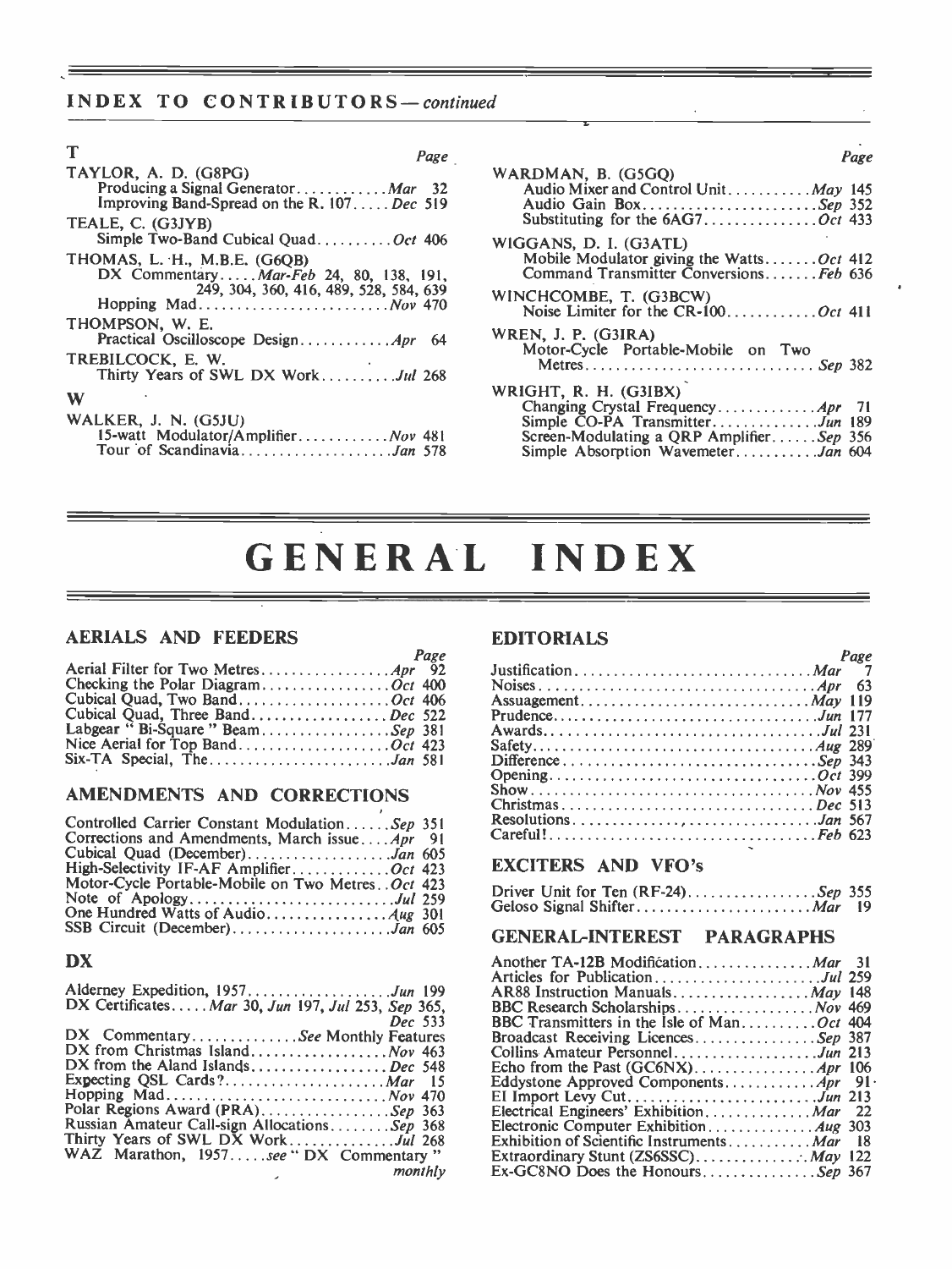## INDEX TO CONTRIBUTORS—*continued*

### T

| | Page |
|---|---|
| **TAYLOR, A. D. (G8PG)** | |
| Producing a Signal Generator . . . . . . . . . . . *Mar* | 32 |
| Improving Band-Spread on the R. 107 . . . . . *Dec* | 519 |
| **TEALE, C. (G3JYB)** | |
| Simple Two-Band Cubical Quad . . . . . . . . . *Oct* | 406 |
| **THOMAS, L. H., M.B.E. (G6QB)** | |
| DX Commentary . . . . . *Mar-Feb* | 24, 80, 138, 191, 249, 304, 360, 416, 489, 528, 584, 639 |
| Hopping Mad . . . . . . . . . . . . . . . . . . . . . . . *Nov* | 470 |
| **THOMPSON, W. E.** | |
| Practical Oscilloscope Design . . . . . . . . . . . *Apr* | 64 |
| **TREBILCOCK, E. W.** | |
| Thirty Years of SWL DX Work . . . . . . . . . *Jul* | 268 |

### W

| | Page |
|---|---|
| **WALKER, J. N. (G5JU)** | |
| 15-watt Modulator/Amplifier . . . . . . . . . . . *Nov* | 481 |
| Tour of Scandinavia . . . . . . . . . . . . . . . . . . . *Jan* | 578 |
| **WARDMAN, B. (G5GQ)** | |
| Audio Mixer and Control Unit . . . . . . . . . . *May* | 145 |
| Audio Gain Box . . . . . . . . . . . . . . . . . . . . . . *Sep* | 352 |
| Substituting for the 6AG7 . . . . . . . . . . . . . . *Oct* | 433 |
| **WIGGANS, D. I. (G3ATL)** | |
| Mobile Modulator giving the Watts . . . . . . . *Oct* | 412 |
| Command Transmitter Conversions . . . . . . . *Feb* | 636 |
| **WINCHCOMBE, T. (G3BCW)** | |
| Noise Limiter for the CR-100 . . . . . . . . . . . *Oct* | 411 |
| **WREN, J. P. (G3IRA)** | |
| Motor-Cycle Portable-Mobile on Two Metres . . . . . . . . . . . . . . . . . . . . . . . . . . . . *Sep* | 382 |
| **WRIGHT, R. H. (G3IBX)** | |
| Changing Crystal Frequency . . . . . . . . . . . . *Apr* | 71 |
| Simple CO-PA Transmitter . . . . . . . . . . . . . *Jun* | 189 |
| Screen-Modulating a QRP Amplifier . . . . . . *Sep* | 356 |
| Simple Absorption Wavemeter . . . . . . . . . . *Jan* | 604 |

# GENERAL INDEX

### AERIALS AND FEEDERS

| | Page |
|---|---|
| Aerial Filter for Two Metres . . . . . . . . . . . . . *Apr* | 92 |
| Checking the Polar Diagram . . . . . . . . . . . . . *Oct* | 400 |
| Cubical Quad, Two Band . . . . . . . . . . . . . . . *Oct* | 406 |
| Cubical Quad, Three Band . . . . . . . . . . . . . . *Dec* | 522 |
| Labgear "Bi-Square" Beam . . . . . . . . . . . . . *Sep* | 381 |
| Nice Aerial for Top Band . . . . . . . . . . . . . . . *Oct* | 423 |
| Six-TA Special, The . . . . . . . . . . . . . . . . . . . *Jan* | 581 |

### AMENDMENTS AND CORRECTIONS

| | |
|---|---|
| Controlled Carrier Constant Modulation . . . . . *Sep* | 351 |
| Corrections and Amendments, March issue . . . . *Apr* | 91 |
| Cubical Quad (December) . . . . . . . . . . . . . . . *Jan* | 605 |
| High-Selectivity IF-AF Amplifier . . . . . . . . . . *Oct* | 423 |
| Motor-Cycle Portable-Mobile on Two Metres . . *Oct* | 423 |
| Note of Apology . . . . . . . . . . . . . . . . . . . . . . *Jul* | 259 |
| One Hundred Watts of Audio . . . . . . . . . . . . . *Aug* | 301 |
| SSB Circuit (December) . . . . . . . . . . . . . . . . *Jan* | 605 |

### DX

| | |
|---|---|
| Alderney Expedition, 1957 . . . . . . . . . . . . . . *Jun* | 199 |
| DX Certificates . . . . . *Mar* 30, *Jun* 197, *Jul* 253, *Sep* 365, *Dec* | 533 |
| DX Commentary . . . . . . . . . . . . . *See* Monthly Features | |
| DX from Christmas Island . . . . . . . . . . . . . . . *Nov* | 463 |
| DX from the Aland Islands . . . . . . . . . . . . . . *Dec* | 548 |
| Expecting QSL Cards? . . . . . . . . . . . . . . . . . . *Mar* | 15 |
| Hopping Mad . . . . . . . . . . . . . . . . . . . . . . . . *Nov* | 470 |
| Polar Regions Award (PRA) . . . . . . . . . . . . . . *Sep* | 363 |
| Russian Amateur Call-sign Allocations . . . . . . *Sep* | 368 |
| Thirty Years of SWL DX Work . . . . . . . . . . . *Jul* | 268 |
| WAZ Marathon, 1957 . . . . . *see* "DX Commentary" monthly | |

### EDITORIALS

| | Page |
|---|---|
| Justification . . . . . . . . . . . . . . . . . . . . . . . . . *Mar* | 7 |
| Noises . . . . . . . . . . . . . . . . . . . . . . . . . . . . . *Apr* | 63 |
| Assuagement . . . . . . . . . . . . . . . . . . . . . . . . *May* | 119 |
| Prudence . . . . . . . . . . . . . . . . . . . . . . . . . . . *Jun* | 177 |
| Awards . . . . . . . . . . . . . . . . . . . . . . . . . . . . *Jul* | 231 |
| Safety . . . . . . . . . . . . . . . . . . . . . . . . . . . . . *Aug* | 289 |
| Difference . . . . . . . . . . . . . . . . . . . . . . . . . . *Sep* | 343 |
| Opening . . . . . . . . . . . . . . . . . . . . . . . . . . . *Oct* | 399 |
| Show . . . . . . . . . . . . . . . . . . . . . . . . . . . . . *Nov* | 455 |
| Christmas . . . . . . . . . . . . . . . . . . . . . . . . . . *Dec* | 513 |
| Resolutions . . . . . . . . . . . . . . . . . . . . . . . . . *Jan* | 567 |
| Careful! . . . . . . . . . . . . . . . . . . . . . . . . . . . *Feb* | 623 |

### EXCITERS AND VFO's

| | |
|---|---|
| Driver Unit for Ten (RF-24) . . . . . . . . . . . . . *Sep* | 355 |
| Geloso Signal Shifter . . . . . . . . . . . . . . . . . . *Mar* | 19 |

### GENERAL-INTEREST PARAGRAPHS

| | |
|---|---|
| Another TA-12B Modification . . . . . . . . . . . . *Mar* | 31 |
| Articles for Publication . . . . . . . . . . . . . . . . . *Jul* | 259 |
| AR88 Instruction Manuals . . . . . . . . . . . . . . . *May* | 148 |
| BBC Research Scholarships . . . . . . . . . . . . . . *Nov* | 469 |
| BBC Transmitters in the Isle of Man . . . . . . . . *Oct* | 404 |
| Broadcast Receiving Licences . . . . . . . . . . . . . *Sep* | 387 |
| Collins Amateur Personnel . . . . . . . . . . . . . . . *Jun* | 213 |
| Echo from the Past (GC6NX) . . . . . . . . . . . . . *Apr* | 106 |
| Eddystone Approved Components . . . . . . . . . . *Apr* | 91 |
| EI Import Levy Cut . . . . . . . . . . . . . . . . . . . . *Jun* | 213 |
| Electrical Engineers' Exhibition . . . . . . . . . . . *Mar* | 22 |
| Electronic Computer Exhibition . . . . . . . . . . . *Aug* | 303 |
| Exhibition of Scientific Instruments . . . . . . . . *Mar* | 18 |
| Extraordinary Stunt (ZS6SSC) . . . . . . . . . . . . *May* | 122 |
| Ex-GC8NO Does the Honours . . . . . . . . . . . . *Sep* | 367 |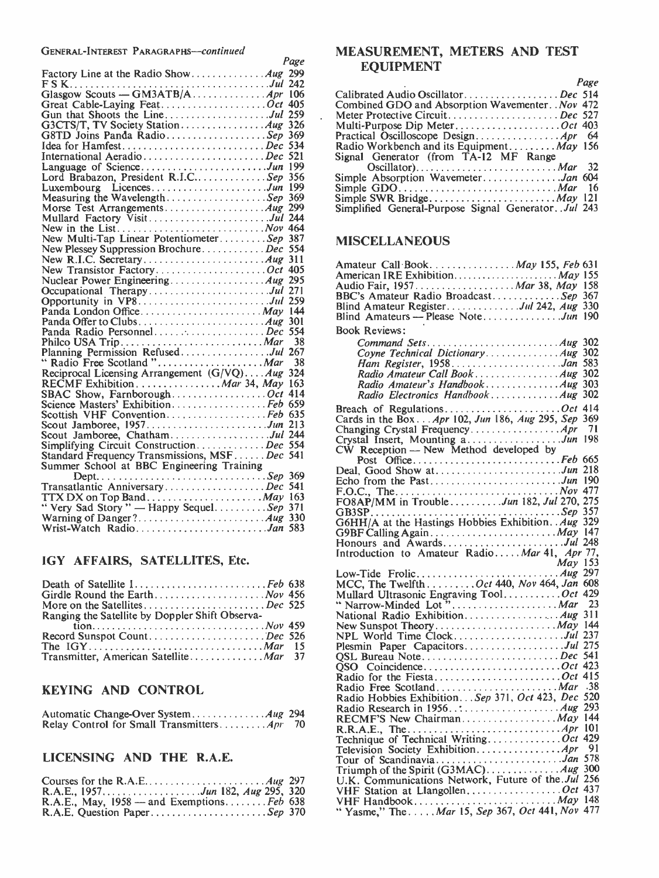GENERAL-INTEREST PARAGRAPHS—*continued*

| | Page |
|---|---|
| Factory Line at the Radio Show | *Aug* 299 |
| F S K | *Jul* 242 |
| Glasgow Scouts — GM3ATB/A | *Apr* 106 |
| Great Cable-Laying Feat | *Oct* 405 |
| Gun that Shoots the Line | *Jul* 259 |
| G3CTS/T, TV Society Station | *Aug* 326 |
| G8TD Joins Panda Radio | *Sep* 369 |
| Idea for Hamfest | *Dec* 534 |
| International Aeradio | *Dec* 521 |
| Language of Science | *Jun* 199 |
| Lord Brabazon, President R.I.C. | *Sep* 356 |
| Luxembourg Licences | *Jun* 199 |
| Measuring the Wavelength | *Sep* 369 |
| Morse Test Arrangements | *Aug* 299 |
| Mullard Factory Visit | *Jul* 244 |
| New in the List | *Nov* 464 |
| New Multi-Tap Linear Potentiometer | *Sep* 387 |
| New Plessey Suppression Brochure | *Dec* 554 |
| New R.I.C. Secretary | *Aug* 311 |
| New Transistor Factory | *Oct* 405 |
| Nuclear Power Engineering | *Aug* 295 |
| Occupational Therapy | *Jul* 271 |
| Opportunity in VP8 | *Jul* 259 |
| Panda London Office | *May* 144 |
| Panda Offer to Clubs | *Aug* 301 |
| Panda Radio Personnel | *Dec* 554 |
| Philco USA Trip | *Mar* 38 |
| Planning Permission Refused | *Jul* 267 |
| "Radio Free Scotland" | *Mar* 38 |
| Reciprocal Licensing Arrangement (G/VQ) | *Aug* 324 |
| RECMF Exhibition | *Mar* 34, *May* 163 |
| SBAC Show, Farnborough | *Oct* 414 |
| Science Masters' Exhibition | *Feb* 659 |
| Scottish VHF Convention | *Feb* 635 |
| Scout Jamboree, 1957 | *Jun* 213 |
| Scout Jamboree, Chatham | *Jul* 244 |
| Simplifying Circuit Construction | *Dec* 554 |
| Standard Frequency Transmissions, MSF | *Dec* 541 |
| Summer School at BBC Engineering Training Dept. | *Sep* 369 |
| Transatlantic Anniversary | *Dec* 541 |
| TTX DX on Top Band | *May* 163 |
| "Very Sad Story" — Happy Sequel | *Sep* 371 |
| Warning of Danger? | *Aug* 330 |
| Wrist-Watch Radio | *Jan* 583 |

## IGY AFFAIRS, SATELLITES, Etc.

| | |
|---|---|
| Death of Satellite I | *Feb* 638 |
| Girdle Round the Earth | *Nov* 456 |
| More on the Satellites | *Dec* 525 |
| Ranging the Satellite by Doppler Shift Observation | *Nov* 459 |
| Record Sunspot Count | *Dec* 526 |
| The IGY | *Mar* 15 |
| Transmitter, American Satellite | *Mar* 37 |

## KEYING AND CONTROL

| | |
|---|---|
| Automatic Change-Over System | *Aug* 294 |
| Relay Control for Small Transmitters | *Apr* 70 |

## LICENSING AND THE R.A.E.

| | |
|---|---|
| Courses for the R.A.E. | *Aug* 297 |
| R.A.E., 1957 | *Jun* 182, *Aug* 295, 320 |
| R.A.E., May, 1958 — and Exemptions | *Feb* 638 |
| R.A.E. Question Paper | *Sep* 370 |

## MEASUREMENT, METERS AND TEST EQUIPMENT

| | Page |
|---|---|
| Calibrated Audio Oscillator | *Dec* 514 |
| Combined GDO and Absorption Wavemeter | *Nov* 472 |
| Meter Protective Circuit | *Dec* 527 |
| Multi-Purpose Dip Meter | *Oct* 403 |
| Practical Oscilloscope Design | *Apr* 64 |
| Radio Workbench and its Equipment | *May* 156 |
| Signal Generator (from TA-12 MF Range Oscillator) | *Mar* 32 |
| Simple Absorption Wavemeter | *Jan* 604 |
| Simple GDO | *Mar* 16 |
| Simple SWR Bridge | *May* 121 |
| Simplified General-Purpose Signal Generator | *Jul* 243 |

## MISCELLANEOUS

| | |
|---|---|
| Amateur Call Book | *May* 155, *Feb* 631 |
| American IRE Exhibition | *May* 155 |
| Audio Fair, 1957 | *Mar* 38, *May* 158 |
| BBC's Amateur Radio Broadcast | *Sep* 367 |
| Blind Amateur Register | *Jul* 242, *Aug* 330 |
| Blind Amateurs — Please Note | *Jun* 190 |
| Book Reviews: | |
| *Command Sets* | *Aug* 302 |
| *Coyne Technical Dictionary* | *Aug* 302 |
| *Ham Register*, 1958 | *Jan* 583 |
| *Radio Amateur Call Book* | *Aug* 302 |
| *Radio Amateur's Handbook* | *Aug* 303 |
| *Radio Electronics Handbook* | *Aug* 302 |
| Breach of Regulations | *Oct* 414 |
| Cards in the Box | *Apr* 102, *Jun* 186, *Aug* 295, *Sep* 369 |
| Changing Crystal Frequency | *Apr* 71 |
| Crystal Insert, Mounting a | *Jun* 198 |
| CW Reception — New Method developed by Post Office | *Feb* 665 |
| Deal, Good Show at | *Jun* 218 |
| Echo from the Past | *Jun* 190 |
| F.O.C., The | *Nov* 477 |
| FO8AP/MM in Trouble | *Jun* 182, *Jul* 270, 275 |
| GB3SP | *Sep* 357 |
| G6HH/A at the Hastings Hobbies Exhibition | *Aug* 329 |
| G9BF Calling Again | *May* 147 |
| Honours and Awards | *Jul* 248 |
| Introduction to Amateur Radio | *Mar* 41, *Apr* 77, *May* 153 |
| Low-Tide Frolic | *Aug* 297 |
| MCC, The Twelfth | *Oct* 440, *Nov* 464, *Jan* 608 |
| Mullard Ultrasonic Engraving Tool | *Oct* 429 |
| "Narrow-Minded Lot" | *Mar* 23 |
| National Radio Exhibition | *Aug* 311 |
| New Sunspot Theory | *May* 144 |
| NPL World Time Clock | *Jul* 237 |
| Plesmin Paper Capacitors | *Jul* 275 |
| QSL Bureau Note | *Dec* 541 |
| QSO Coincidence | *Oct* 423 |
| Radio for the Fiesta | *Oct* 415 |
| Radio Free Scotland | *Mar* 38 |
| Radio Hobbies Exhibition | *Sep* 371, *Oct* 423, *Dec* 520 |
| Radio Research in 1956 | *Aug* 293 |
| RECMF'S New Chairman | *May* 144 |
| R.R.A.E., The | *Apr* 101 |
| Technique of Technical Writing | *Oct* 429 |
| Television Society Exhibition | *Apr* 91 |
| Tour of Scandinavia | *Jan* 578 |
| Triumph of the Spirit (G3MAC) | *Aug* 300 |
| U.K. Communications Network, Future of the | *Jul* 256 |
| VHF Station at Llangollen | *Oct* 437 |
| VHF Handbook | *May* 148 |
| "Yasme," The | *Mar* 15, *Sep* 367, *Oct* 441, *Nov* 477 |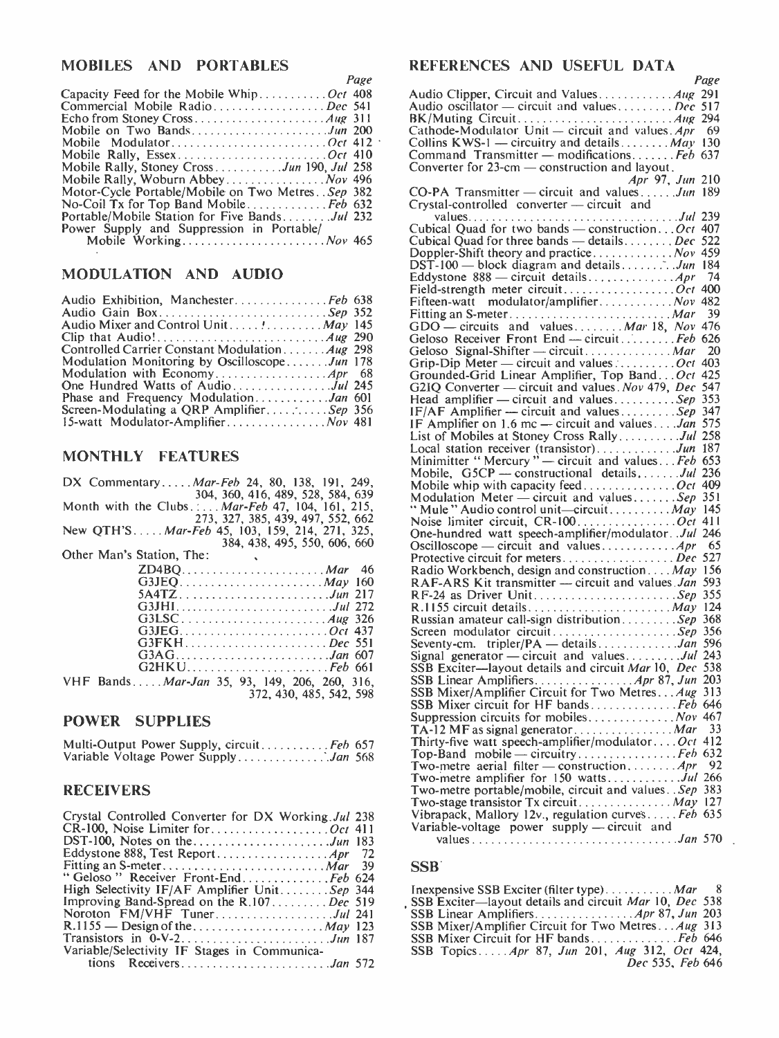## MOBILES AND PORTABLES

*Page*

- Capacity Feed for the Mobile Whip ........ *Oct* 408
- Commercial Mobile Radio ........ *Dec* 541
- Echo from Stoney Cross ........ *Aug* 311
- Mobile on Two Bands ........ *Jun* 200
- Mobile Modulator ........ *Oct* 412
- Mobile Rally, Essex ........ *Oct* 410
- Mobile Rally, Stoney Cross ........ *Jun* 190, *Jul* 258
- Mobile Rally, Woburn Abbey ........ *Nov* 496
- Motor-Cycle Portable/Mobile on Two Metres .. *Sep* 382
- No-Coil Tx for Top Band Mobile ........ *Feb* 632
- Portable/Mobile Station for Five Bands ........ *Jul* 232
- Power Supply and Suppression in Portable/Mobile Working ........ *Nov* 465

## MODULATION AND AUDIO

- Audio Exhibition, Manchester ........ *Feb* 638
- Audio Gain Box ........ *Sep* 352
- Audio Mixer and Control Unit ........ *May* 145
- Clip that Audio! ........ *Aug* 290
- Controlled Carrier Constant Modulation ........ *Aug* 298
- Modulation Monitoring by Oscilloscope ........ *Jun* 178
- Modulation with Economy ........ *Apr* 68
- One Hundred Watts of Audio ........ *Jul* 245
- Phase and Frequency Modulation ........ *Jan* 601
- Screen-Modulating a QRP Amplifier ........ *Sep* 356
- 15-watt Modulator-Amplifier ........ *Nov* 481

## MONTHLY FEATURES

- DX Commentary ..... *Mar-Feb* 24, 80, 138, 191, 249, 304, 360, 416, 489, 528, 584, 639
- Month with the Clubs ..... *Mar-Feb* 47, 104, 161, 215, 273, 327, 385, 439, 497, 552, 662
- New QTH'S ..... *Mar-Feb* 45, 103, 159, 214, 271, 325, 384, 438, 495, 550, 606, 660
- Other Man's Station, The:
  - ZD4BQ ........ *Mar* 46
  - G3JEQ ........ *May* 160
  - 5A4TZ ........ *Jun* 217
  - G3JHI ........ *Jul* 272
  - G3LSC ........ *Aug* 326
  - G3JEG ........ *Oct* 437
  - G3FKH ........ *Dec* 551
  - G3AG ........ *Jan* 607
  - G2HKU ........ *Feb* 661
- VHF Bands ..... *Mar-Jan* 35, 93, 149, 206, 260, 316, 372, 430, 485, 542, 598

## POWER SUPPLIES

- Multi-Output Power Supply, circuit ........ *Feb* 657
- Variable Voltage Power Supply ........ *Jan* 568

## RECEIVERS

- Crystal Controlled Converter for DX Working *Jul* 238
- CR-100, Noise Limiter for ........ *Oct* 411
- DST-100, Notes on the ........ *Jun* 183
- Eddystone 888, Test Report ........ *Apr* 72
- Fitting an S-meter ........ *Mar* 39
- "Geloso" Receiver Front-End ........ *Feb* 624
- High Selectivity IF/AF Amplifier Unit ........ *Sep* 344
- Improving Band-Spread on the R.107 ........ *Dec* 519
- Noroton FM/VHF Tuner ........ *Jul* 241
- R.1155 — Design of the ........ *May* 123
- Transistors in 0-V-2 ........ *Jun* 187
- Variable/Selectivity IF Stages in Communications Receivers ........ *Jan* 572

## REFERENCES AND USEFUL DATA

*Page*

- Audio Clipper, Circuit and Values ........ *Aug* 291
- Audio oscillator — circuit and values ........ *Dec* 517
- BK/Muting Circuit ........ *Aug* 294
- Cathode-Modulator Unit — circuit and values *Apr* 69
- Collins KWS-1 — circuitry and details ........ *May* 130
- Command Transmitter — modifications ........ *Feb* 637
- Converter for 23-cm — construction and layout. *Apr* 97, *Jun* 210
- CO-PA Transmitter — circuit and values ........ *Jun* 189
- Crystal-controlled converter — circuit and values ........ *Jul* 239
- Cubical Quad for two bands — construction ... *Oct* 407
- Cubical Quad for three bands — details ........ *Dec* 522
- Doppler-Shift theory and practice ........ *Nov* 459
- DST-100 — block diagram and details ........ *Jun* 184
- Eddystone 888 — circuit details ........ *Apr* 74
- Field-strength meter circuit ........ *Oct* 400
- Fifteen-watt modulator/amplifier ........ *Nov* 482
- Fitting an S-meter ........ *Mar* 39
- GDO — circuits and values ........ *Mar* 18, *Nov* 476
- Geloso Receiver Front End — circuit ........ *Feb* 626
- Geloso Signal-Shifter — circuit ........ *Mar* 20
- Grip-Dip Meter — circuit and values ........ *Oct* 403
- Grounded-Grid Linear Amplifier, Top Band ... *Oct* 425
- G2IQ Converter — circuit and values *Nov* 479, *Dec* 547
- Head amplifier — circuit and values ........ *Sep* 353
- IF/AF Amplifier — circuit and values ........ *Sep* 347
- IF Amplifier on 1.6 mc — circuit and values .... *Jan* 575
- List of Mobiles at Stoney Cross Rally ........ *Jul* 258
- Local station receiver (transistor) ........ *Jun* 187
- Minimitter "Mercury" — circuit and values ... *Feb* 653
- Mobile, G5CP — constructional details ........ *Jul* 236
- Mobile whip with capacity feed ........ *Oct* 409
- Modulation Meter — circuit and values ........ *Sep* 351
- "Mule" Audio control unit—circuit ........ *May* 145
- Noise limiter circuit, CR-100 ........ *Oct* 411
- One-hundred watt speech-amplifier/modulator .. *Jul* 246
- Oscilloscope — circuit and values ........ *Apr* 65
- Protective circuit for meters ........ *Dec* 527
- Radio Workbench, design and construction .... *May* 156
- RAF-ARS Kit transmitter — circuit and values *Jan* 593
- RF-24 as Driver Unit ........ *Sep* 355
- R.1155 circuit details ........ *May* 124
- Russian amateur call-sign distribution ........ *Sep* 368
- Screen modulator circuit ........ *Sep* 356
- Seventy-cm. tripler/PA — details ........ *Jan* 596
- Signal generator — circuit and values ........ *Jul* 243
- SSB Exciter—layout details and circuit *Mar* 10, *Dec* 538
- SSB Linear Amplifiers ........ *Apr* 87, *Jun* 203
- SSB Mixer/Amplifier Circuit for Two Metres ... *Aug* 313
- SSB Mixer circuit for HF bands ........ *Feb* 646
- Suppression circuits for mobiles ........ *Nov* 467
- TA-12 MF as signal generator ........ *Mar* 33
- Thirty-five watt speech-amplifier/modulator .... *Oct* 412
- Top-Band mobile — circuitry ........ *Feb* 632
- Two-metre aerial filter — construction ........ *Apr* 92
- Two-metre amplifier for 150 watts ........ *Jul* 266
- Two-metre portable/mobile, circuit and values .. *Sep* 383
- Two-stage transistor Tx circuit ........ *May* 127
- Vibrapack, Mallory 12v., regulation curves ..... *Feb* 635
- Variable-voltage power supply — circuit and values ........ *Jan* 570

## SSB

- Inexpensive SSB Exciter (filter type) ........ *Mar* 8
- SSB Exciter—layout details and circuit *Mar* 10, *Dec* 538
- SSB Linear Amplifiers ........ *Apr* 87, *Jun* 203
- SSB Mixer/Amplifier Circuit for Two Metres ... *Aug* 313
- SSB Mixer Circuit for HF bands ........ *Feb* 646
- SSB Topics ..... *Apr* 87, *Jun* 201, *Aug* 312, *Oct* 424, *Dec* 535, *Feb* 646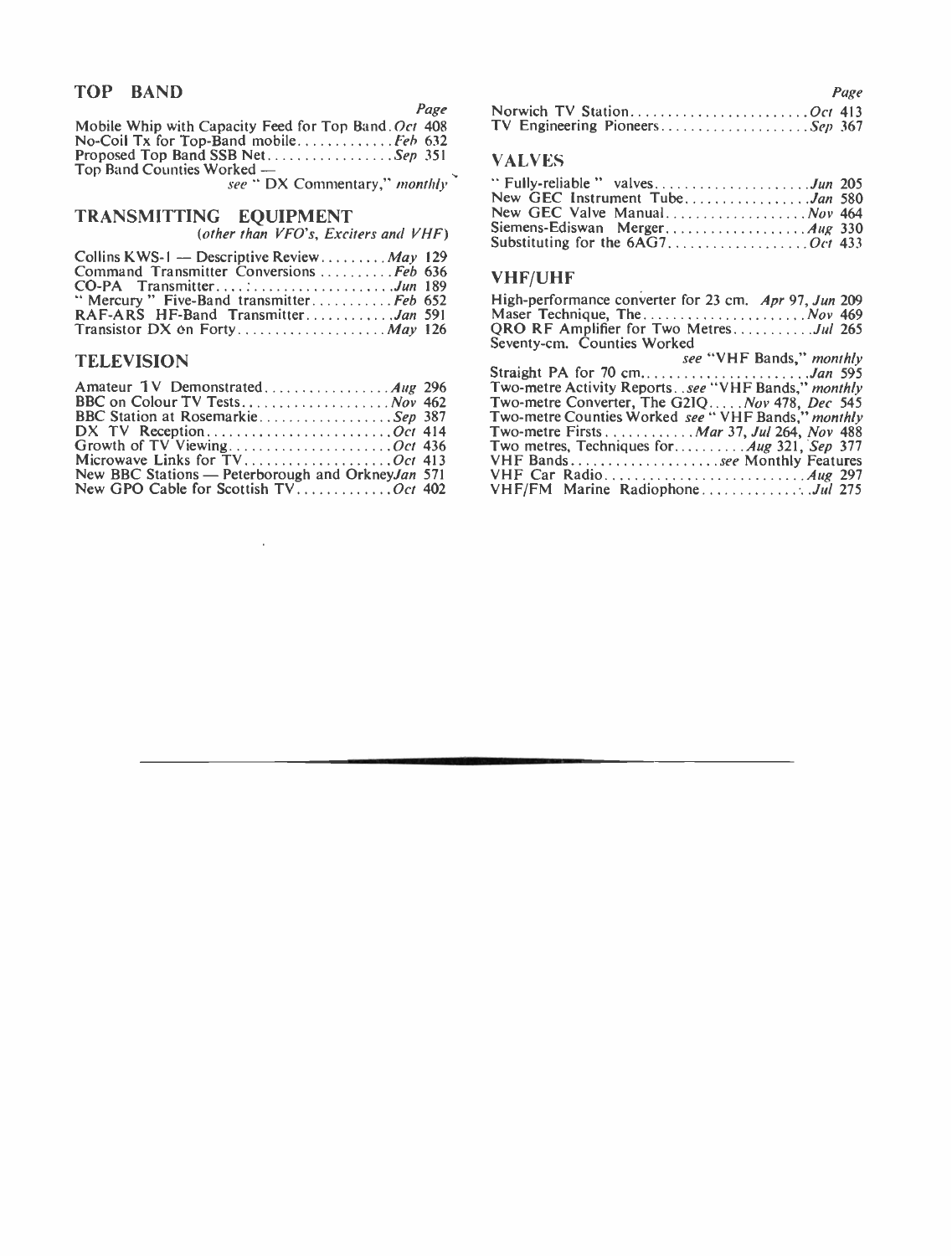## TOP BAND

*Page*

Mobile Whip with Capacity Feed for Top Band. *Oct* 408
No-Coil Tx for Top-Band mobile. . . . . . . . . . . . . *Feb* 632
Proposed Top Band SSB Net. . . . . . . . . . . . . . . . . *Sep* 351
Top Band Counties Worked —
*see* " DX Commentary," *monthly*

## TRANSMITTING EQUIPMENT

*(other than VFO's, Exciters and VHF)*

Collins KWS-1 — Descriptive Review. . . . . . . . . *May* 129
Command Transmitter Conversions . . . . . . . . . . *Feb* 636
CO-PA Transmitter. . . . . . . . . . . . . . . . . . . . . . . . *Jun* 189
" Mercury " Five-Band transmitter. . . . . . . . . . . *Feb* 652
RAF-ARS HF-Band Transmitter. . . . . . . . . . . . *Jan* 591
Transistor DX on Forty. . . . . . . . . . . . . . . . . . . . *May* 126

## TELEVISION

Amateur TV Demonstrated. . . . . . . . . . . . . . . . . *Aug* 296
BBC on Colour TV Tests. . . . . . . . . . . . . . . . . . . . *Nov* 462
BBC Station at Rosemarkie. . . . . . . . . . . . . . . . . . *Sep* 387
DX TV Reception. . . . . . . . . . . . . . . . . . . . . . . . . *Oct* 414
Growth of TV Viewing. . . . . . . . . . . . . . . . . . . . . . *Oct* 436
Microwave Links for TV. . . . . . . . . . . . . . . . . . . . *Oct* 413
New BBC Stations — Peterborough and Orkney *Jan* 571
New GPO Cable for Scottish TV. . . . . . . . . . . . . *Oct* 402

*Page*

Norwich TV Station. . . . . . . . . . . . . . . . . . . . . . . . *Oct* 413
TV Engineering Pioneers. . . . . . . . . . . . . . . . . . . . *Sep* 367

## VALVES

" Fully-reliable " valves. . . . . . . . . . . . . . . . . . . . . *Jun* 205
New GEC Instrument Tube. . . . . . . . . . . . . . . . . *Jan* 580
New GEC Valve Manual. . . . . . . . . . . . . . . . . . . *Nov* 464
Siemens-Ediswan Merger. . . . . . . . . . . . . . . . . . . *Aug* 330
Substituting for the 6AG7. . . . . . . . . . . . . . . . . . . *Oct* 433

## VHF/UHF

High-performance converter for 23 cm. *Apr* 97, *Jun* 209
Maser Technique, The. . . . . . . . . . . . . . . . . . . . . . *Nov* 469
QRO RF Amplifier for Two Metres. . . . . . . . . . . *Jul* 265
Seventy-cm. Counties Worked
*see* "VHF Bands," *monthly*
Straight PA for 70 cm. . . . . . . . . . . . . . . . . . . . . . *Jan* 595
Two-metre Activity Reports. . *see* "VHF Bands," *monthly*
Two-metre Converter, The G2IQ. . . . . *Nov* 478, *Dec* 545
Two-metre Counties Worked *see* " VHF Bands," *monthly*
Two-metre Firsts. . . . . . . . . . . . *Mar* 37, *Jul* 264, *Nov* 488
Two metres, Techniques for. . . . . . . . . . *Aug* 321, *Sep* 377
VHF Bands. . . . . . . . . . . . . . . . . . . . *see* Monthly Features
VHF Car Radio. . . . . . . . . . . . . . . . . . . . . . . . . . . *Aug* 297
VHF/FM Marine Radiophone. . . . . . . . . . . . . . . *Jul* 275